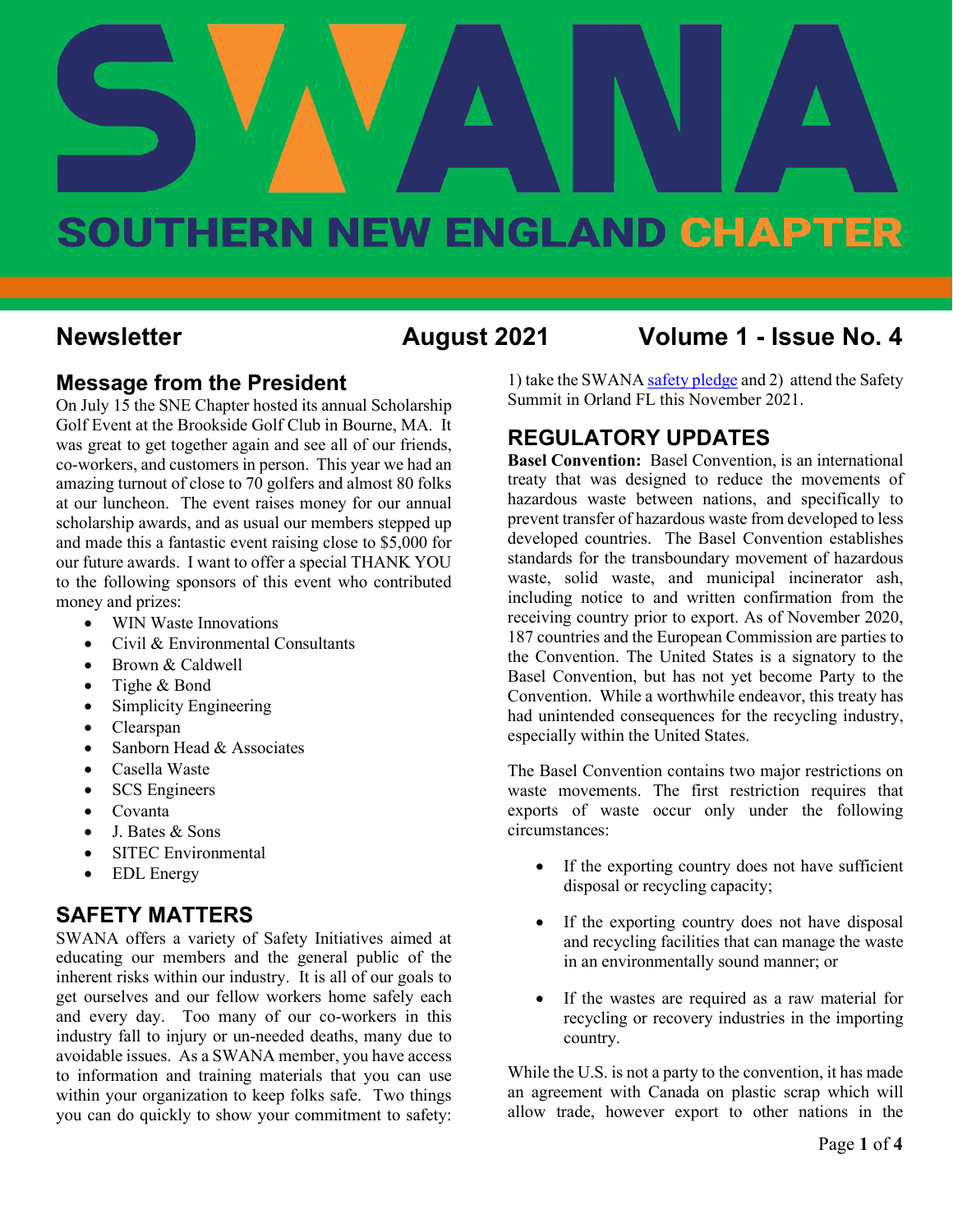# SWANA SOUTHERN NEW ENGLAND CHAPTER

**Newsletter** **August 2021** **Volume 1 - Issue No. 4**

## Message from the President

On July 15 the SNE Chapter hosted its annual Scholarship Golf Event at the Brookside Golf Club in Bourne, MA. It was great to get together again and see all of our friends, co-workers, and customers in person. This year we had an amazing turnout of close to 70 golfers and almost 80 folks at our luncheon. The event raises money for our annual scholarship awards, and as usual our members stepped up and made this a fantastic event raising close to $5,000 for our future awards. I want to offer a special THANK YOU to the following sponsors of this event who contributed money and prizes:

- WIN Waste Innovations
- Civil & Environmental Consultants
- Brown & Caldwell
- Tighe & Bond
- Simplicity Engineering
- Clearspan
- Sanborn Head & Associates
- Casella Waste
- SCS Engineers
- Covanta
- J. Bates & Sons
- SITEC Environmental
- EDL Energy

## SAFETY MATTERS

SWANA offers a variety of Safety Initiatives aimed at educating our members and the general public of the inherent risks within our industry. It is all of our goals to get ourselves and our fellow workers home safely each and every day. Too many of our co-workers in this industry fall to injury or un-needed deaths, many due to avoidable issues. As a SWANA member, you have access to information and training materials that you can use within your organization to keep folks safe. Two things you can do quickly to show your commitment to safety: 1) take the SWANA safety pledge and 2) attend the Safety Summit in Orland FL this November 2021.

## REGULATORY UPDATES

**Basel Convention:** Basel Convention, is an international treaty that was designed to reduce the movements of hazardous waste between nations, and specifically to prevent transfer of hazardous waste from developed to less developed countries. The Basel Convention establishes standards for the transboundary movement of hazardous waste, solid waste, and municipal incinerator ash, including notice to and written confirmation from the receiving country prior to export. As of November 2020, 187 countries and the European Commission are parties to the Convention. The United States is a signatory to the Basel Convention, but has not yet become Party to the Convention. While a worthwhile endeavor, this treaty has had unintended consequences for the recycling industry, especially within the United States.

The Basel Convention contains two major restrictions on waste movements. The first restriction requires that exports of waste occur only under the following circumstances:

- If the exporting country does not have sufficient disposal or recycling capacity;
- If the exporting country does not have disposal and recycling facilities that can manage the waste in an environmentally sound manner; or
- If the wastes are required as a raw material for recycling or recovery industries in the importing country.

While the U.S. is not a party to the convention, it has made an agreement with Canada on plastic scrap which will allow trade, however export to other nations in the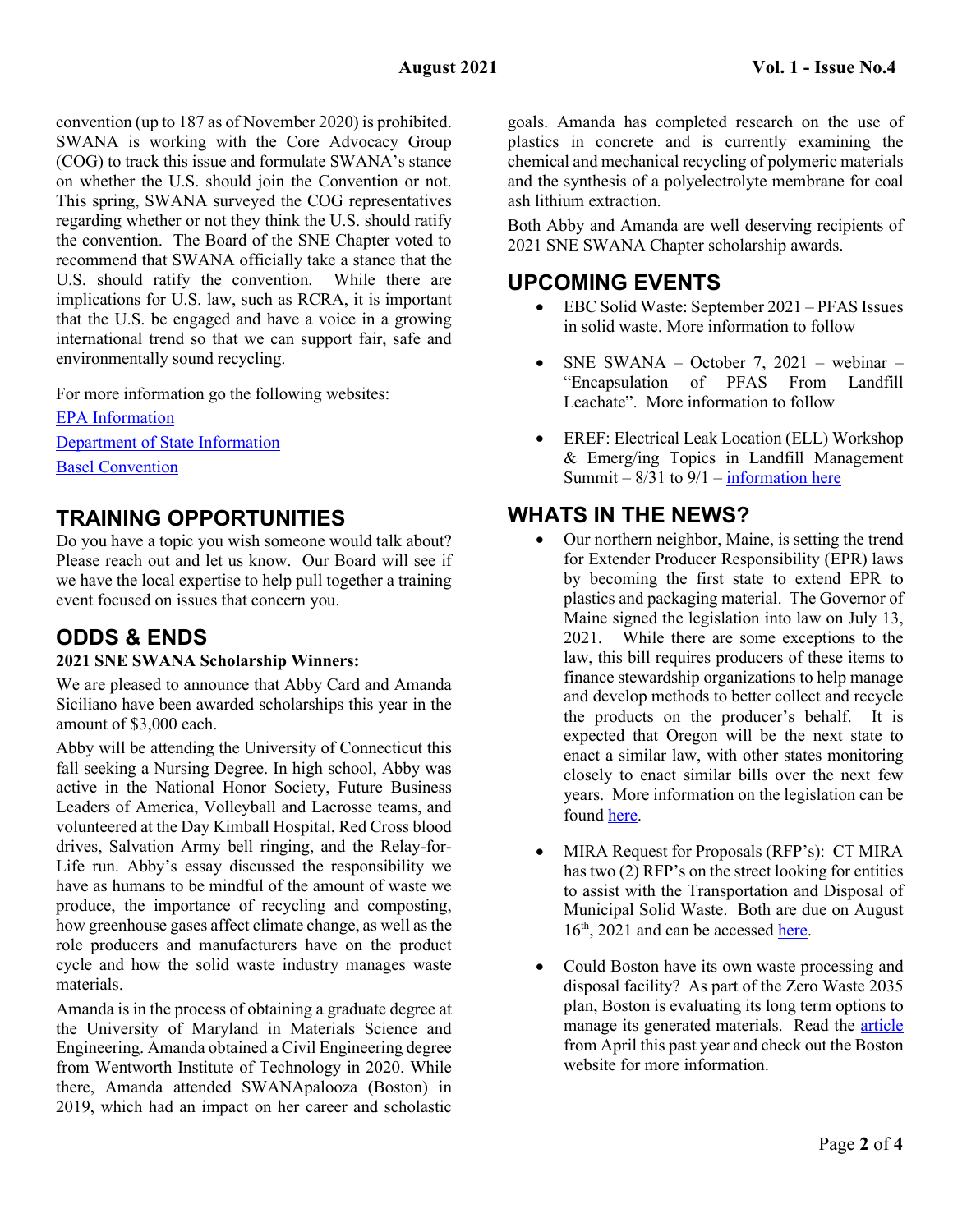convention (up to 187 as of November 2020) is prohibited. SWANA is working with the Core Advocacy Group (COG) to track this issue and formulate SWANA's stance on whether the U.S. should join the Convention or not. This spring, SWANA surveyed the COG representatives regarding whether or not they think the U.S. should ratify the convention. The Board of the SNE Chapter voted to recommend that SWANA officially take a stance that the U.S. should ratify the convention. While there are implications for U.S. law, such as RCRA, it is important that the U.S. be engaged and have a voice in a growing international trend so that we can support fair, safe and environmentally sound recycling.

For more information go the following websites:

EPA Information

Department of State Information

Basel Convention

## TRAINING OPPORTUNITIES

Do you have a topic you wish someone would talk about? Please reach out and let us know. Our Board will see if we have the local expertise to help pull together a training event focused on issues that concern you.

## ODDS & ENDS

**2021 SNE SWANA Scholarship Winners:**

We are pleased to announce that Abby Card and Amanda Siciliano have been awarded scholarships this year in the amount of $3,000 each.

Abby will be attending the University of Connecticut this fall seeking a Nursing Degree. In high school, Abby was active in the National Honor Society, Future Business Leaders of America, Volleyball and Lacrosse teams, and volunteered at the Day Kimball Hospital, Red Cross blood drives, Salvation Army bell ringing, and the Relay-for-Life run. Abby's essay discussed the responsibility we have as humans to be mindful of the amount of waste we produce, the importance of recycling and composting, how greenhouse gases affect climate change, as well as the role producers and manufacturers have on the product cycle and how the solid waste industry manages waste materials.

Amanda is in the process of obtaining a graduate degree at the University of Maryland in Materials Science and Engineering. Amanda obtained a Civil Engineering degree from Wentworth Institute of Technology in 2020. While there, Amanda attended SWANApalooza (Boston) in 2019, which had an impact on her career and scholastic goals. Amanda has completed research on the use of plastics in concrete and is currently examining the chemical and mechanical recycling of polymeric materials and the synthesis of a polyelectrolyte membrane for coal ash lithium extraction.

Both Abby and Amanda are well deserving recipients of 2021 SNE SWANA Chapter scholarship awards.

## UPCOMING EVENTS

- EBC Solid Waste: September 2021 – PFAS Issues in solid waste. More information to follow
- SNE SWANA – October 7, 2021 – webinar – "Encapsulation of PFAS From Landfill Leachate". More information to follow
- EREF: Electrical Leak Location (ELL) Workshop & Emerg/ing Topics in Landfill Management Summit – 8/31 to 9/1 – information here

## WHATS IN THE NEWS?

- Our northern neighbor, Maine, is setting the trend for Extender Producer Responsibility (EPR) laws by becoming the first state to extend EPR to plastics and packaging material. The Governor of Maine signed the legislation into law on July 13, 2021. While there are some exceptions to the law, this bill requires producers of these items to finance stewardship organizations to help manage and develop methods to better collect and recycle the products on the producer's behalf. It is expected that Oregon will be the next state to enact a similar law, with other states monitoring closely to enact similar bills over the next few years. More information on the legislation can be found here.
- MIRA Request for Proposals (RFP's): CT MIRA has two (2) RFP's on the street looking for entities to assist with the Transportation and Disposal of Municipal Solid Waste. Both are due on August 16th, 2021 and can be accessed here.
- Could Boston have its own waste processing and disposal facility? As part of the Zero Waste 2035 plan, Boston is evaluating its long term options to manage its generated materials. Read the article from April this past year and check out the Boston website for more information.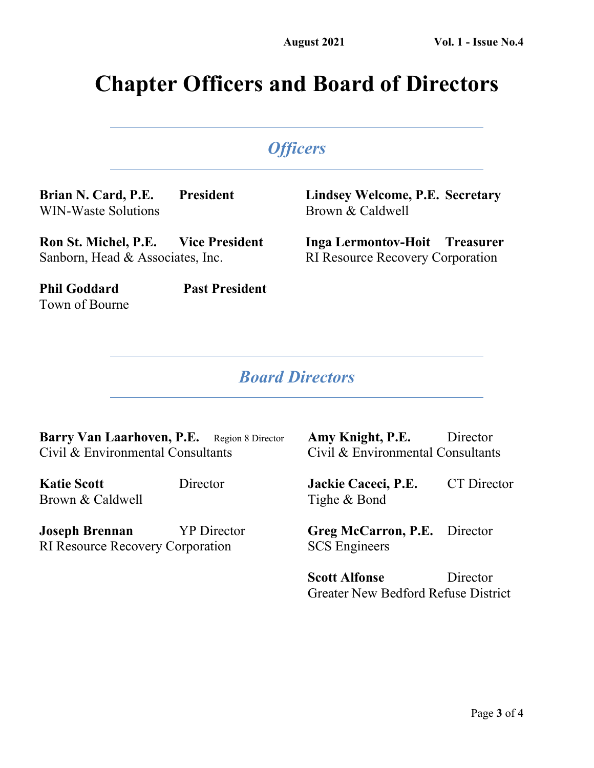# Chapter Officers and Board of Directors

## *Officers*

**Brian N. Card, P.E.** **President**
WIN-Waste Solutions

**Ron St. Michel, P.E.** **Vice President**
Sanborn, Head & Associates, Inc.

**Phil Goddard** **Past President**
Town of Bourne

**Lindsey Welcome, P.E.** **Secretary**
Brown & Caldwell

**Inga Lermontov-Hoit** **Treasurer**
RI Resource Recovery Corporation

## *Board Directors*

**Barry Van Laarhoven, P.E.** Region 8 Director
Civil & Environmental Consultants

**Katie Scott** Director
Brown & Caldwell

**Joseph Brennan** YP Director
RI Resource Recovery Corporation

**Amy Knight, P.E.** Director
Civil & Environmental Consultants

**Jackie Caceci, P.E.** CT Director
Tighe & Bond

**Greg McCarron, P.E.** Director
SCS Engineers

**Scott Alfonse** Director
Greater New Bedford Refuse District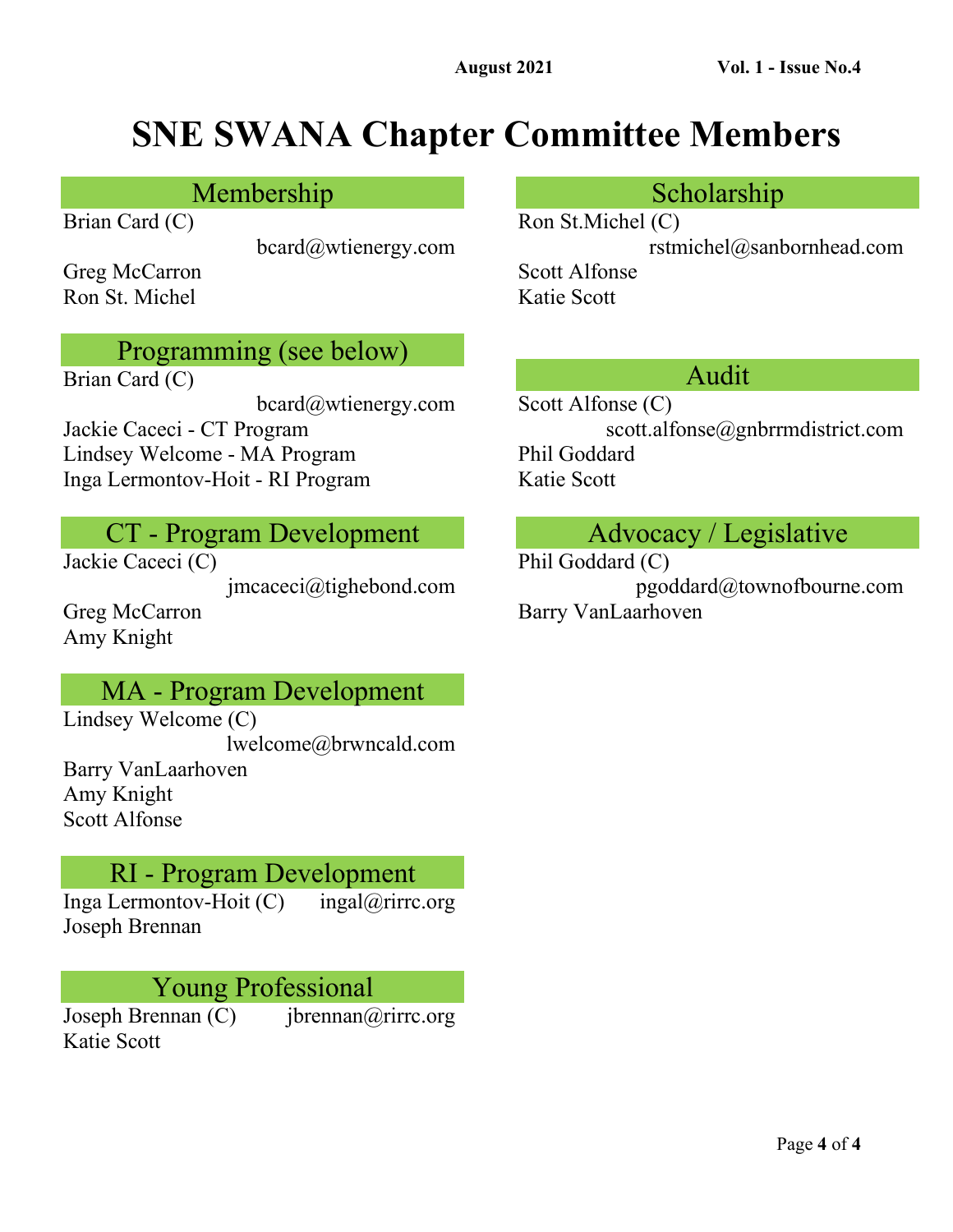# SNE SWANA Chapter Committee Members

## Membership

Brian Card (C) bcard@wtienergy.com
Greg McCarron
Ron St. Michel

## Programming (see below)

Brian Card (C) bcard@wtienergy.com
Jackie Caceci - CT Program
Lindsey Welcome - MA Program
Inga Lermontov-Hoit - RI Program

## CT - Program Development

Jackie Caceci (C) jmcaceci@tighebond.com
Greg McCarron
Amy Knight

## MA - Program Development

Lindsey Welcome (C) lwelcome@brwncald.com
Barry VanLaarhoven
Amy Knight
Scott Alfonse

## RI - Program Development

Inga Lermontov-Hoit (C) ingal@rirrc.org
Joseph Brennan

## Young Professional

Joseph Brennan (C) jbrennan@rirrc.org
Katie Scott

## Scholarship

Ron St.Michel (C) rstmichel@sanbornhead.com
Scott Alfonse
Katie Scott

## Audit

Scott Alfonse (C) scott.alfonse@gnbrrmdistrict.com
Phil Goddard
Katie Scott

## Advocacy / Legislative

Phil Goddard (C) pgoddard@townofbourne.com
Barry VanLaarhoven